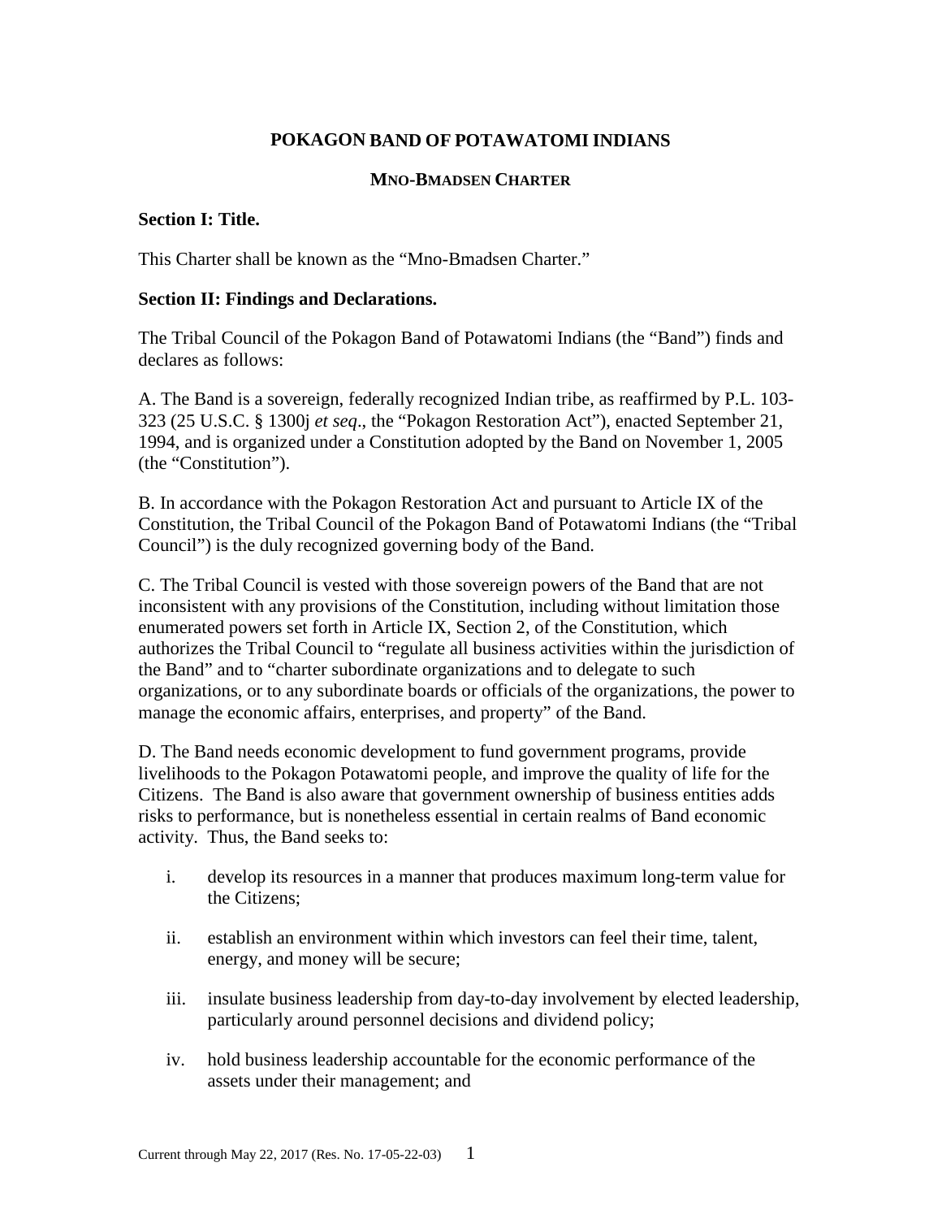# POKAGON BAND OF POTAWATOMI INDIANS

## MNO-BMADSEN CHARTER

**Section I: Title.**

This Charter shall be known as the "Mno-Bmadsen Charter."

**Section II: Findings and Declarations.**

The Tribal Council of the Pokagon Band of Potawatomi Indians (the "Band") finds and declares as follows:

A. The Band is a sovereign, federally recognized Indian tribe, as reaffirmed by P.L. 103-323 (25 U.S.C. § 1300j *et seq*., the "Pokagon Restoration Act"), enacted September 21, 1994, and is organized under a Constitution adopted by the Band on November 1, 2005 (the "Constitution").

B. In accordance with the Pokagon Restoration Act and pursuant to Article IX of the Constitution, the Tribal Council of the Pokagon Band of Potawatomi Indians (the "Tribal Council") is the duly recognized governing body of the Band.

C. The Tribal Council is vested with those sovereign powers of the Band that are not inconsistent with any provisions of the Constitution, including without limitation those enumerated powers set forth in Article IX, Section 2, of the Constitution, which authorizes the Tribal Council to "regulate all business activities within the jurisdiction of the Band" and to "charter subordinate organizations and to delegate to such organizations, or to any subordinate boards or officials of the organizations, the power to manage the economic affairs, enterprises, and property" of the Band.

D. The Band needs economic development to fund government programs, provide livelihoods to the Pokagon Potawatomi people, and improve the quality of life for the Citizens. The Band is also aware that government ownership of business entities adds risks to performance, but is nonetheless essential in certain realms of Band economic activity. Thus, the Band seeks to:

i. develop its resources in a manner that produces maximum long-term value for the Citizens;

ii. establish an environment within which investors can feel their time, talent, energy, and money will be secure;

iii. insulate business leadership from day-to-day involvement by elected leadership, particularly around personnel decisions and dividend policy;

iv. hold business leadership accountable for the economic performance of the assets under their management; and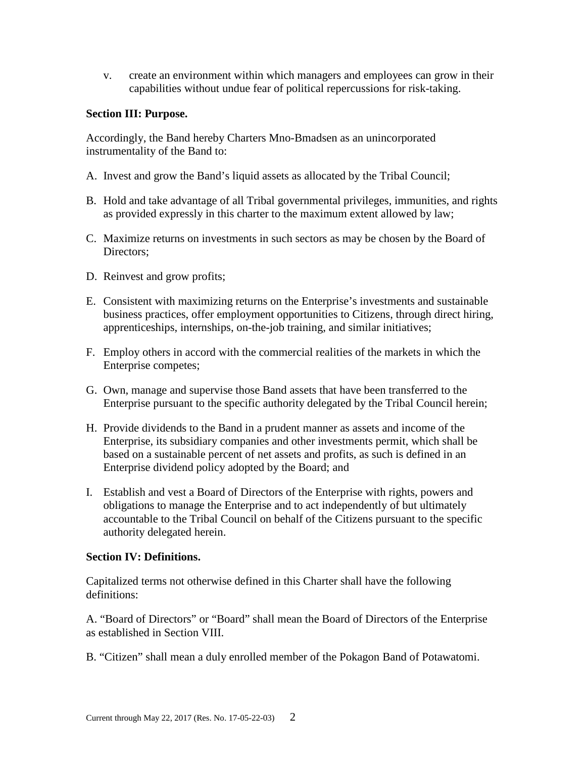v. create an environment within which managers and employees can grow in their capabilities without undue fear of political repercussions for risk-taking.

**Section III: Purpose.**

Accordingly, the Band hereby Charters Mno-Bmadsen as an unincorporated instrumentality of the Band to:

A. Invest and grow the Band's liquid assets as allocated by the Tribal Council;

B. Hold and take advantage of all Tribal governmental privileges, immunities, and rights as provided expressly in this charter to the maximum extent allowed by law;

C. Maximize returns on investments in such sectors as may be chosen by the Board of Directors;

D. Reinvest and grow profits;

E. Consistent with maximizing returns on the Enterprise's investments and sustainable business practices, offer employment opportunities to Citizens, through direct hiring, apprenticeships, internships, on-the-job training, and similar initiatives;

F. Employ others in accord with the commercial realities of the markets in which the Enterprise competes;

G. Own, manage and supervise those Band assets that have been transferred to the Enterprise pursuant to the specific authority delegated by the Tribal Council herein;

H. Provide dividends to the Band in a prudent manner as assets and income of the Enterprise, its subsidiary companies and other investments permit, which shall be based on a sustainable percent of net assets and profits, as such is defined in an Enterprise dividend policy adopted by the Board; and

I. Establish and vest a Board of Directors of the Enterprise with rights, powers and obligations to manage the Enterprise and to act independently of but ultimately accountable to the Tribal Council on behalf of the Citizens pursuant to the specific authority delegated herein.

**Section IV: Definitions.**

Capitalized terms not otherwise defined in this Charter shall have the following definitions:

A. "Board of Directors" or "Board" shall mean the Board of Directors of the Enterprise as established in Section VIII.

B. "Citizen" shall mean a duly enrolled member of the Pokagon Band of Potawatomi.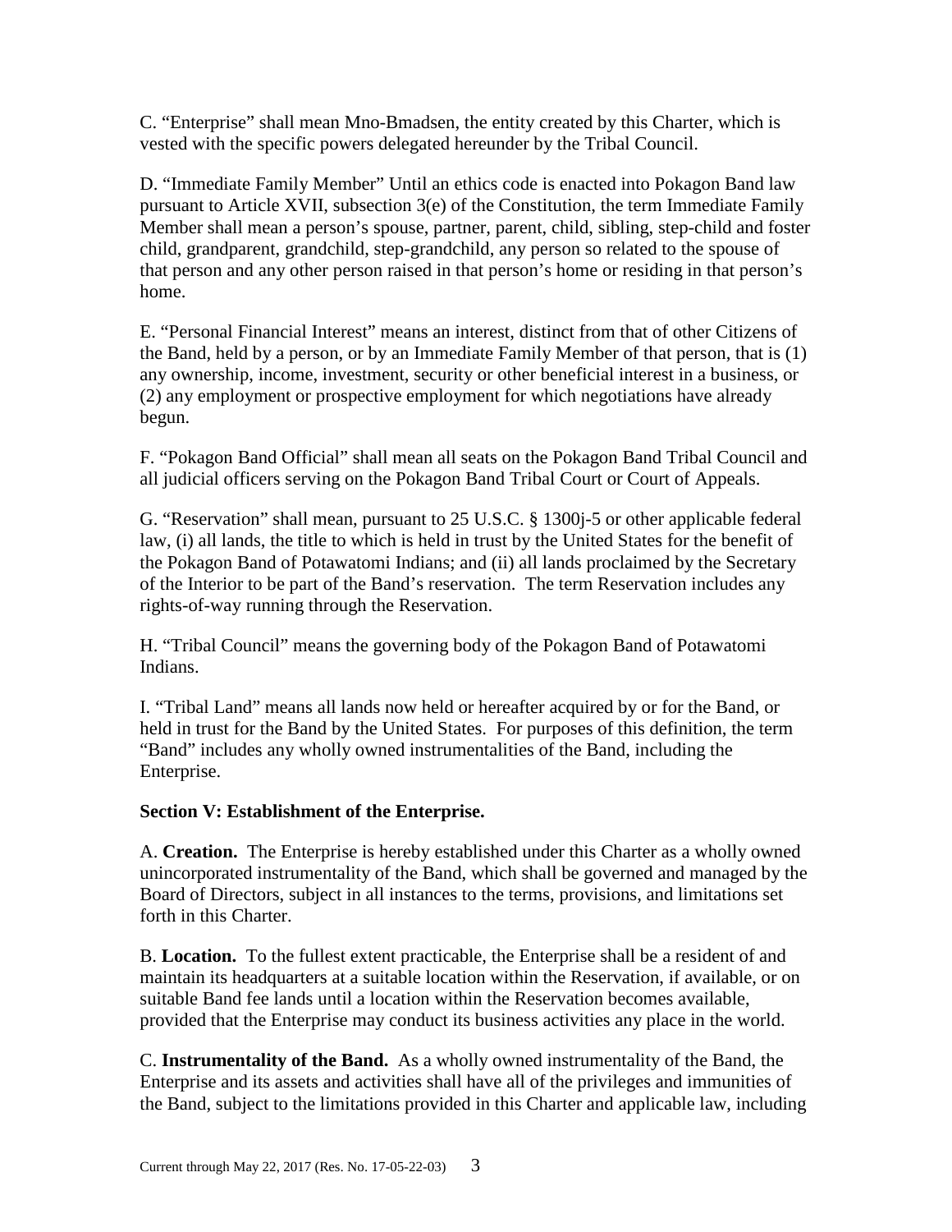C. “Enterprise” shall mean Mno-Bmadsen, the entity created by this Charter, which is vested with the specific powers delegated hereunder by the Tribal Council.

D. “Immediate Family Member” Until an ethics code is enacted into Pokagon Band law pursuant to Article XVII, subsection 3(e) of the Constitution, the term Immediate Family Member shall mean a person’s spouse, partner, parent, child, sibling, step-child and foster child, grandparent, grandchild, step-grandchild, any person so related to the spouse of that person and any other person raised in that person’s home or residing in that person’s home.

E. “Personal Financial Interest” means an interest, distinct from that of other Citizens of the Band, held by a person, or by an Immediate Family Member of that person, that is (1) any ownership, income, investment, security or other beneficial interest in a business, or (2) any employment or prospective employment for which negotiations have already begun.

F. “Pokagon Band Official” shall mean all seats on the Pokagon Band Tribal Council and all judicial officers serving on the Pokagon Band Tribal Court or Court of Appeals.

G. “Reservation” shall mean, pursuant to 25 U.S.C. § 1300j-5 or other applicable federal law, (i) all lands, the title to which is held in trust by the United States for the benefit of the Pokagon Band of Potawatomi Indians; and (ii) all lands proclaimed by the Secretary of the Interior to be part of the Band’s reservation. The term Reservation includes any rights-of-way running through the Reservation.

H. “Tribal Council” means the governing body of the Pokagon Band of Potawatomi Indians.

I. “Tribal Land” means all lands now held or hereafter acquired by or for the Band, or held in trust for the Band by the United States. For purposes of this definition, the term “Band” includes any wholly owned instrumentalities of the Band, including the Enterprise.

**Section V: Establishment of the Enterprise.**

A. **Creation.** The Enterprise is hereby established under this Charter as a wholly owned unincorporated instrumentality of the Band, which shall be governed and managed by the Board of Directors, subject in all instances to the terms, provisions, and limitations set forth in this Charter.

B. **Location.** To the fullest extent practicable, the Enterprise shall be a resident of and maintain its headquarters at a suitable location within the Reservation, if available, or on suitable Band fee lands until a location within the Reservation becomes available, provided that the Enterprise may conduct its business activities any place in the world.

C. **Instrumentality of the Band.** As a wholly owned instrumentality of the Band, the Enterprise and its assets and activities shall have all of the privileges and immunities of the Band, subject to the limitations provided in this Charter and applicable law, including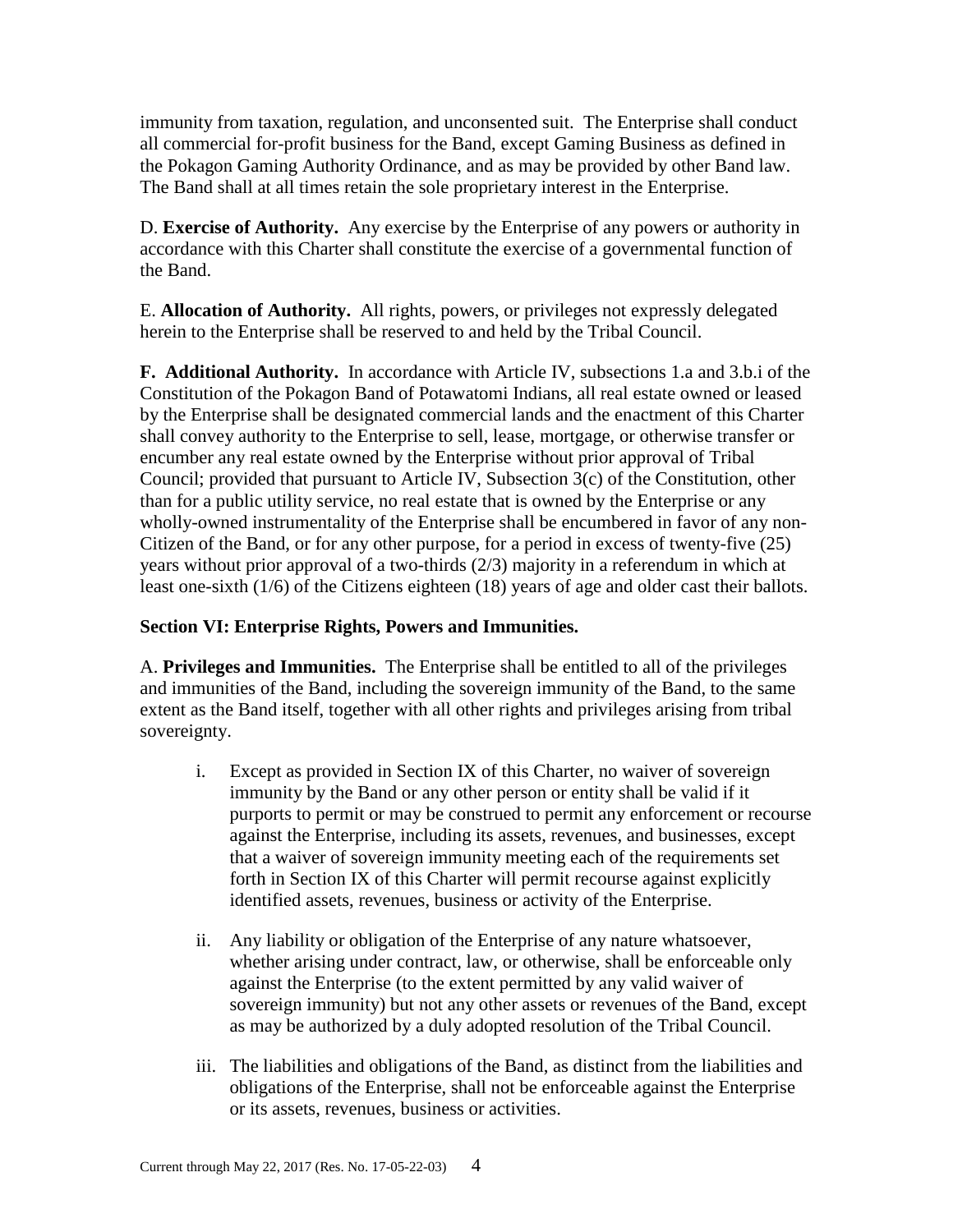immunity from taxation, regulation, and unconsented suit. The Enterprise shall conduct all commercial for-profit business for the Band, except Gaming Business as defined in the Pokagon Gaming Authority Ordinance, and as may be provided by other Band law. The Band shall at all times retain the sole proprietary interest in the Enterprise.

D. **Exercise of Authority.** Any exercise by the Enterprise of any powers or authority in accordance with this Charter shall constitute the exercise of a governmental function of the Band.

E. **Allocation of Authority.** All rights, powers, or privileges not expressly delegated herein to the Enterprise shall be reserved to and held by the Tribal Council.

**F. Additional Authority.** In accordance with Article IV, subsections 1.a and 3.b.i of the Constitution of the Pokagon Band of Potawatomi Indians, all real estate owned or leased by the Enterprise shall be designated commercial lands and the enactment of this Charter shall convey authority to the Enterprise to sell, lease, mortgage, or otherwise transfer or encumber any real estate owned by the Enterprise without prior approval of Tribal Council; provided that pursuant to Article IV, Subsection 3(c) of the Constitution, other than for a public utility service, no real estate that is owned by the Enterprise or any wholly-owned instrumentality of the Enterprise shall be encumbered in favor of any non-Citizen of the Band, or for any other purpose, for a period in excess of twenty-five (25) years without prior approval of a two-thirds (2/3) majority in a referendum in which at least one-sixth (1/6) of the Citizens eighteen (18) years of age and older cast their ballots.

## Section VI: Enterprise Rights, Powers and Immunities.

A. **Privileges and Immunities.** The Enterprise shall be entitled to all of the privileges and immunities of the Band, including the sovereign immunity of the Band, to the same extent as the Band itself, together with all other rights and privileges arising from tribal sovereignty.

i. Except as provided in Section IX of this Charter, no waiver of sovereign immunity by the Band or any other person or entity shall be valid if it purports to permit or may be construed to permit any enforcement or recourse against the Enterprise, including its assets, revenues, and businesses, except that a waiver of sovereign immunity meeting each of the requirements set forth in Section IX of this Charter will permit recourse against explicitly identified assets, revenues, business or activity of the Enterprise.

ii. Any liability or obligation of the Enterprise of any nature whatsoever, whether arising under contract, law, or otherwise, shall be enforceable only against the Enterprise (to the extent permitted by any valid waiver of sovereign immunity) but not any other assets or revenues of the Band, except as may be authorized by a duly adopted resolution of the Tribal Council.

iii. The liabilities and obligations of the Band, as distinct from the liabilities and obligations of the Enterprise, shall not be enforceable against the Enterprise or its assets, revenues, business or activities.

Current through May 22, 2017 (Res. No. 17-05-22-03)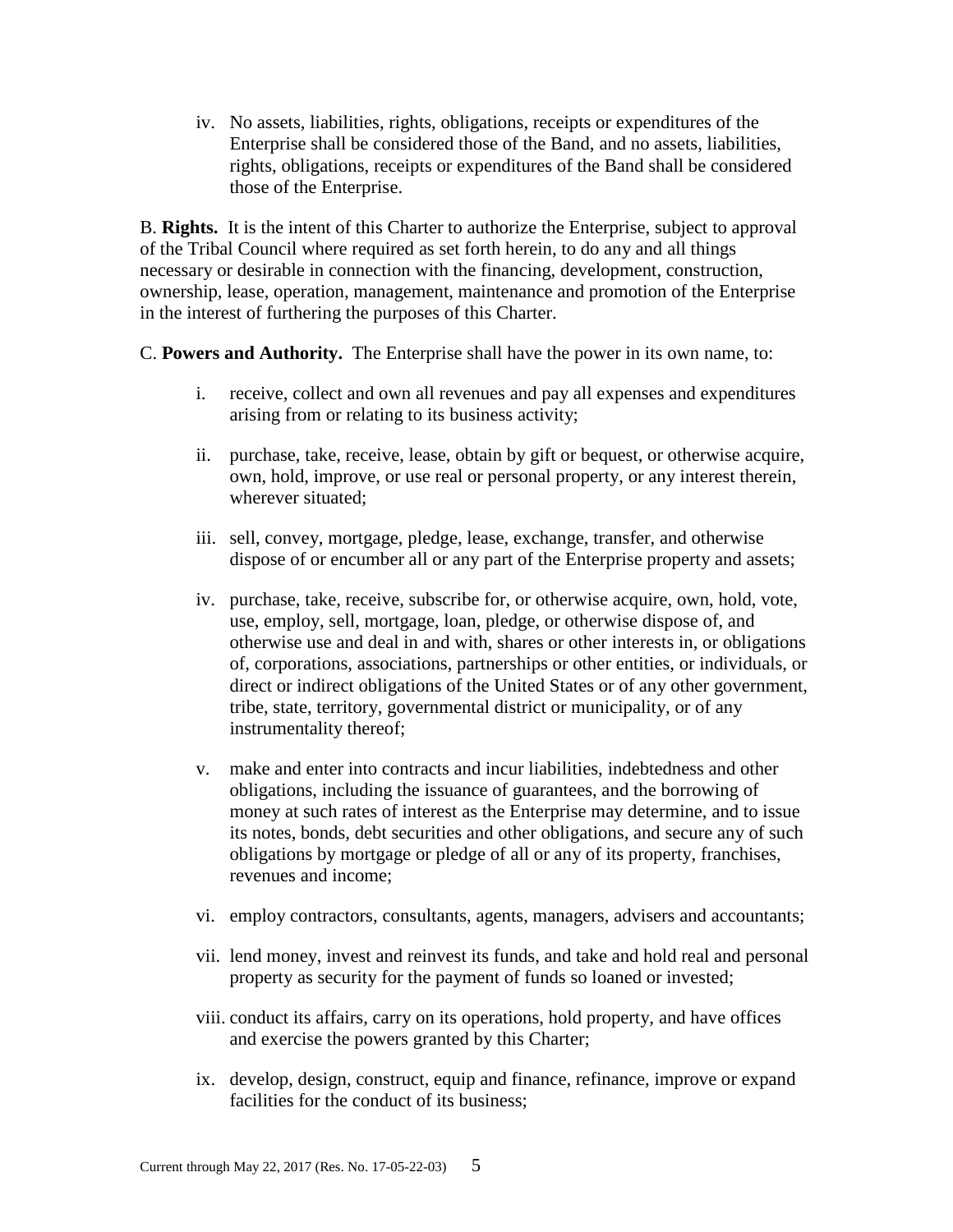iv. No assets, liabilities, rights, obligations, receipts or expenditures of the Enterprise shall be considered those of the Band, and no assets, liabilities, rights, obligations, receipts or expenditures of the Band shall be considered those of the Enterprise.

B. **Rights.** It is the intent of this Charter to authorize the Enterprise, subject to approval of the Tribal Council where required as set forth herein, to do any and all things necessary or desirable in connection with the financing, development, construction, ownership, lease, operation, management, maintenance and promotion of the Enterprise in the interest of furthering the purposes of this Charter.

C. **Powers and Authority.** The Enterprise shall have the power in its own name, to:

i. receive, collect and own all revenues and pay all expenses and expenditures arising from or relating to its business activity;

ii. purchase, take, receive, lease, obtain by gift or bequest, or otherwise acquire, own, hold, improve, or use real or personal property, or any interest therein, wherever situated;

iii. sell, convey, mortgage, pledge, lease, exchange, transfer, and otherwise dispose of or encumber all or any part of the Enterprise property and assets;

iv. purchase, take, receive, subscribe for, or otherwise acquire, own, hold, vote, use, employ, sell, mortgage, loan, pledge, or otherwise dispose of, and otherwise use and deal in and with, shares or other interests in, or obligations of, corporations, associations, partnerships or other entities, or individuals, or direct or indirect obligations of the United States or of any other government, tribe, state, territory, governmental district or municipality, or of any instrumentality thereof;

v. make and enter into contracts and incur liabilities, indebtedness and other obligations, including the issuance of guarantees, and the borrowing of money at such rates of interest as the Enterprise may determine, and to issue its notes, bonds, debt securities and other obligations, and secure any of such obligations by mortgage or pledge of all or any of its property, franchises, revenues and income;

vi. employ contractors, consultants, agents, managers, advisers and accountants;

vii. lend money, invest and reinvest its funds, and take and hold real and personal property as security for the payment of funds so loaned or invested;

viii. conduct its affairs, carry on its operations, hold property, and have offices and exercise the powers granted by this Charter;

ix. develop, design, construct, equip and finance, refinance, improve or expand facilities for the conduct of its business;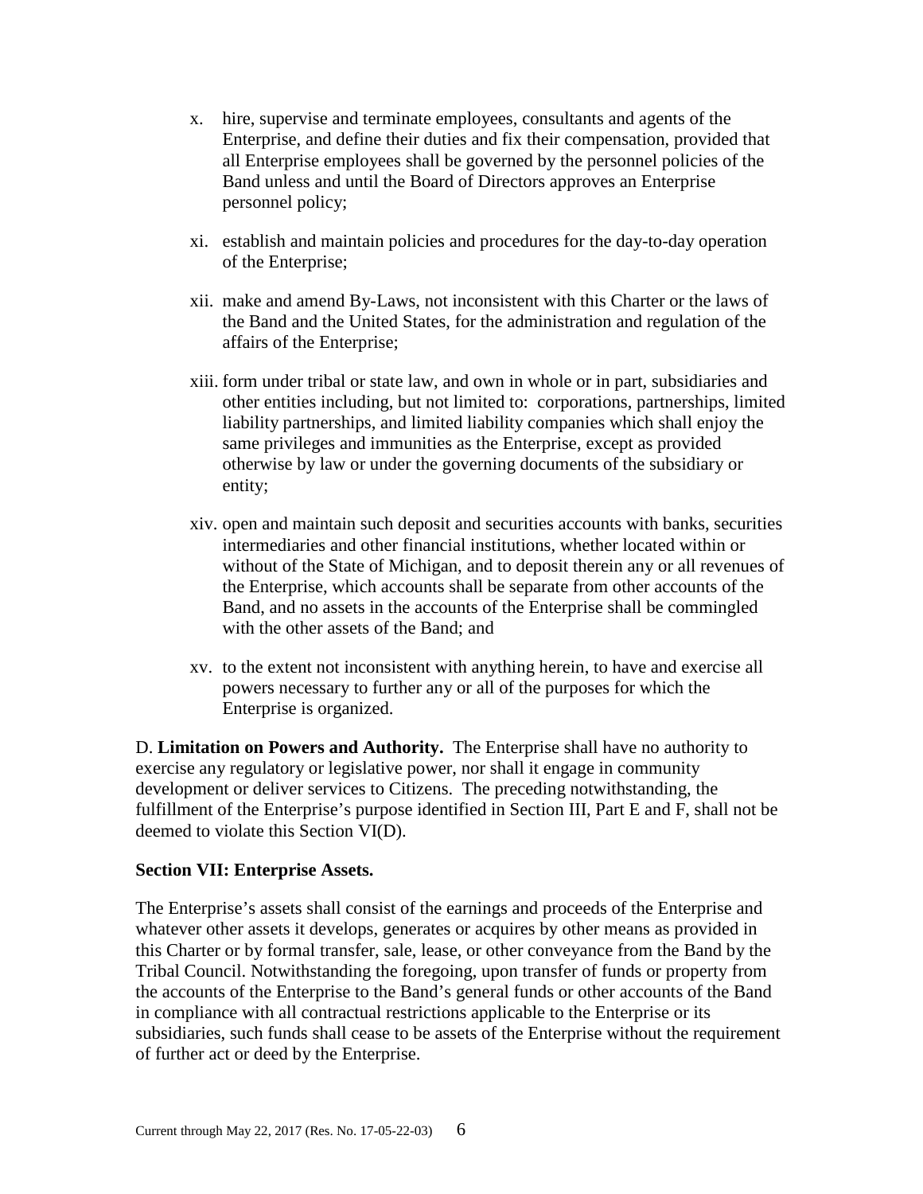x. hire, supervise and terminate employees, consultants and agents of the Enterprise, and define their duties and fix their compensation, provided that all Enterprise employees shall be governed by the personnel policies of the Band unless and until the Board of Directors approves an Enterprise personnel policy;

xi. establish and maintain policies and procedures for the day-to-day operation of the Enterprise;

xii. make and amend By-Laws, not inconsistent with this Charter or the laws of the Band and the United States, for the administration and regulation of the affairs of the Enterprise;

xiii. form under tribal or state law, and own in whole or in part, subsidiaries and other entities including, but not limited to: corporations, partnerships, limited liability partnerships, and limited liability companies which shall enjoy the same privileges and immunities as the Enterprise, except as provided otherwise by law or under the governing documents of the subsidiary or entity;

xiv. open and maintain such deposit and securities accounts with banks, securities intermediaries and other financial institutions, whether located within or without of the State of Michigan, and to deposit therein any or all revenues of the Enterprise, which accounts shall be separate from other accounts of the Band, and no assets in the accounts of the Enterprise shall be commingled with the other assets of the Band; and

xv. to the extent not inconsistent with anything herein, to have and exercise all powers necessary to further any or all of the purposes for which the Enterprise is organized.

D. **Limitation on Powers and Authority.** The Enterprise shall have no authority to exercise any regulatory or legislative power, nor shall it engage in community development or deliver services to Citizens. The preceding notwithstanding, the fulfillment of the Enterprise's purpose identified in Section III, Part E and F, shall not be deemed to violate this Section VI(D).

**Section VII: Enterprise Assets.**

The Enterprise's assets shall consist of the earnings and proceeds of the Enterprise and whatever other assets it develops, generates or acquires by other means as provided in this Charter or by formal transfer, sale, lease, or other conveyance from the Band by the Tribal Council. Notwithstanding the foregoing, upon transfer of funds or property from the accounts of the Enterprise to the Band's general funds or other accounts of the Band in compliance with all contractual restrictions applicable to the Enterprise or its subsidiaries, such funds shall cease to be assets of the Enterprise without the requirement of further act or deed by the Enterprise.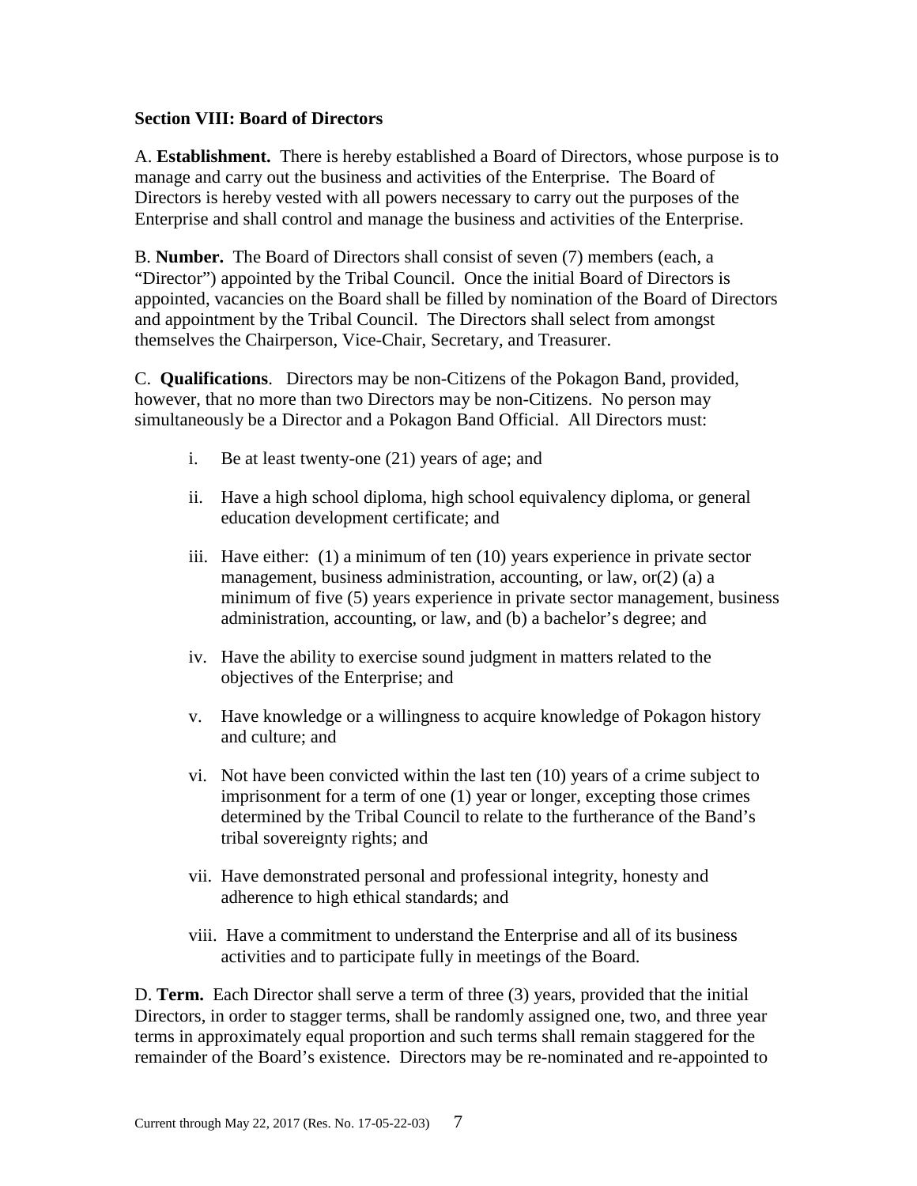### Section VIII: Board of Directors

A. **Establishment.** There is hereby established a Board of Directors, whose purpose is to manage and carry out the business and activities of the Enterprise. The Board of Directors is hereby vested with all powers necessary to carry out the purposes of the Enterprise and shall control and manage the business and activities of the Enterprise.

B. **Number.** The Board of Directors shall consist of seven (7) members (each, a "Director") appointed by the Tribal Council. Once the initial Board of Directors is appointed, vacancies on the Board shall be filled by nomination of the Board of Directors and appointment by the Tribal Council. The Directors shall select from amongst themselves the Chairperson, Vice-Chair, Secretary, and Treasurer.

C. **Qualifications**. Directors may be non-Citizens of the Pokagon Band, provided, however, that no more than two Directors may be non-Citizens. No person may simultaneously be a Director and a Pokagon Band Official. All Directors must:

i. Be at least twenty-one (21) years of age; and

ii. Have a high school diploma, high school equivalency diploma, or general education development certificate; and

iii. Have either: (1) a minimum of ten (10) years experience in private sector management, business administration, accounting, or law, or(2) (a) a minimum of five (5) years experience in private sector management, business administration, accounting, or law, and (b) a bachelor's degree; and

iv. Have the ability to exercise sound judgment in matters related to the objectives of the Enterprise; and

v. Have knowledge or a willingness to acquire knowledge of Pokagon history and culture; and

vi. Not have been convicted within the last ten (10) years of a crime subject to imprisonment for a term of one (1) year or longer, excepting those crimes determined by the Tribal Council to relate to the furtherance of the Band's tribal sovereignty rights; and

vii. Have demonstrated personal and professional integrity, honesty and adherence to high ethical standards; and

viii. Have a commitment to understand the Enterprise and all of its business activities and to participate fully in meetings of the Board.

D. **Term.** Each Director shall serve a term of three (3) years, provided that the initial Directors, in order to stagger terms, shall be randomly assigned one, two, and three year terms in approximately equal proportion and such terms shall remain staggered for the remainder of the Board's existence. Directors may be re-nominated and re-appointed to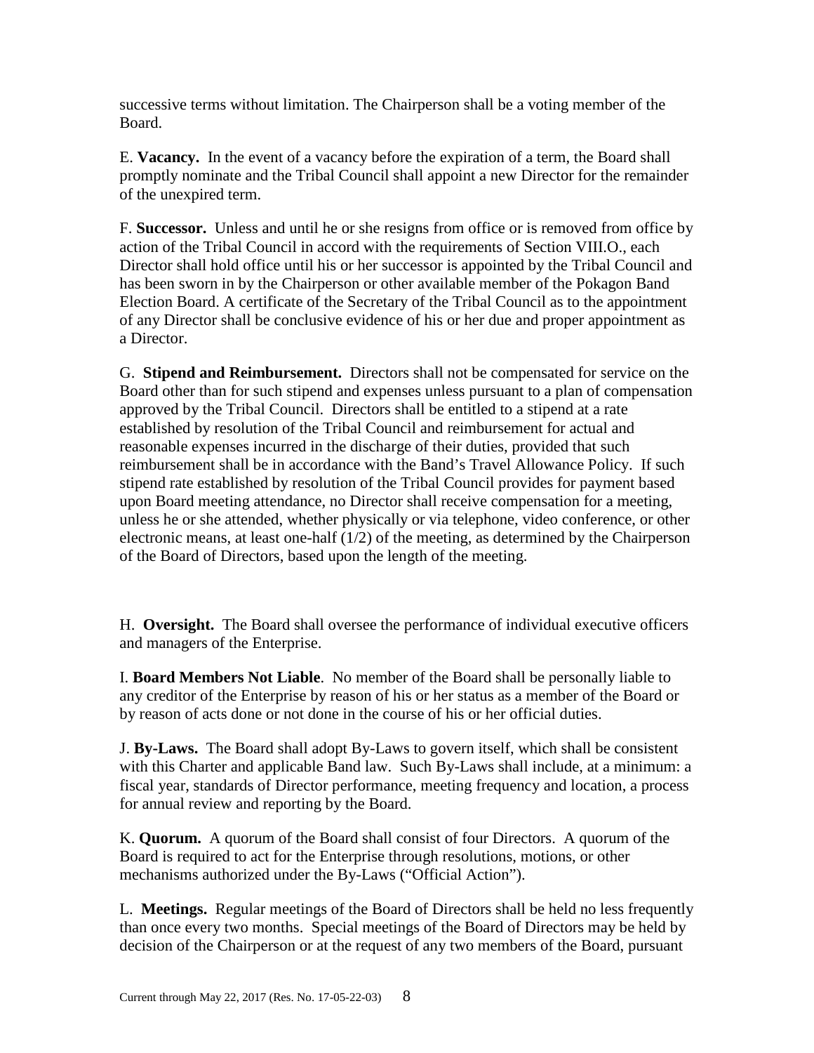successive terms without limitation. The Chairperson shall be a voting member of the Board.

E. **Vacancy.** In the event of a vacancy before the expiration of a term, the Board shall promptly nominate and the Tribal Council shall appoint a new Director for the remainder of the unexpired term.

F. **Successor.** Unless and until he or she resigns from office or is removed from office by action of the Tribal Council in accord with the requirements of Section VIII.O., each Director shall hold office until his or her successor is appointed by the Tribal Council and has been sworn in by the Chairperson or other available member of the Pokagon Band Election Board. A certificate of the Secretary of the Tribal Council as to the appointment of any Director shall be conclusive evidence of his or her due and proper appointment as a Director.

G. **Stipend and Reimbursement.** Directors shall not be compensated for service on the Board other than for such stipend and expenses unless pursuant to a plan of compensation approved by the Tribal Council. Directors shall be entitled to a stipend at a rate established by resolution of the Tribal Council and reimbursement for actual and reasonable expenses incurred in the discharge of their duties, provided that such reimbursement shall be in accordance with the Band's Travel Allowance Policy. If such stipend rate established by resolution of the Tribal Council provides for payment based upon Board meeting attendance, no Director shall receive compensation for a meeting, unless he or she attended, whether physically or via telephone, video conference, or other electronic means, at least one-half (1/2) of the meeting, as determined by the Chairperson of the Board of Directors, based upon the length of the meeting.

H. **Oversight.** The Board shall oversee the performance of individual executive officers and managers of the Enterprise.

I. **Board Members Not Liable**. No member of the Board shall be personally liable to any creditor of the Enterprise by reason of his or her status as a member of the Board or by reason of acts done or not done in the course of his or her official duties.

J. **By-Laws.** The Board shall adopt By-Laws to govern itself, which shall be consistent with this Charter and applicable Band law. Such By-Laws shall include, at a minimum: a fiscal year, standards of Director performance, meeting frequency and location, a process for annual review and reporting by the Board.

K. **Quorum.** A quorum of the Board shall consist of four Directors. A quorum of the Board is required to act for the Enterprise through resolutions, motions, or other mechanisms authorized under the By-Laws ("Official Action").

L. **Meetings.** Regular meetings of the Board of Directors shall be held no less frequently than once every two months. Special meetings of the Board of Directors may be held by decision of the Chairperson or at the request of any two members of the Board, pursuant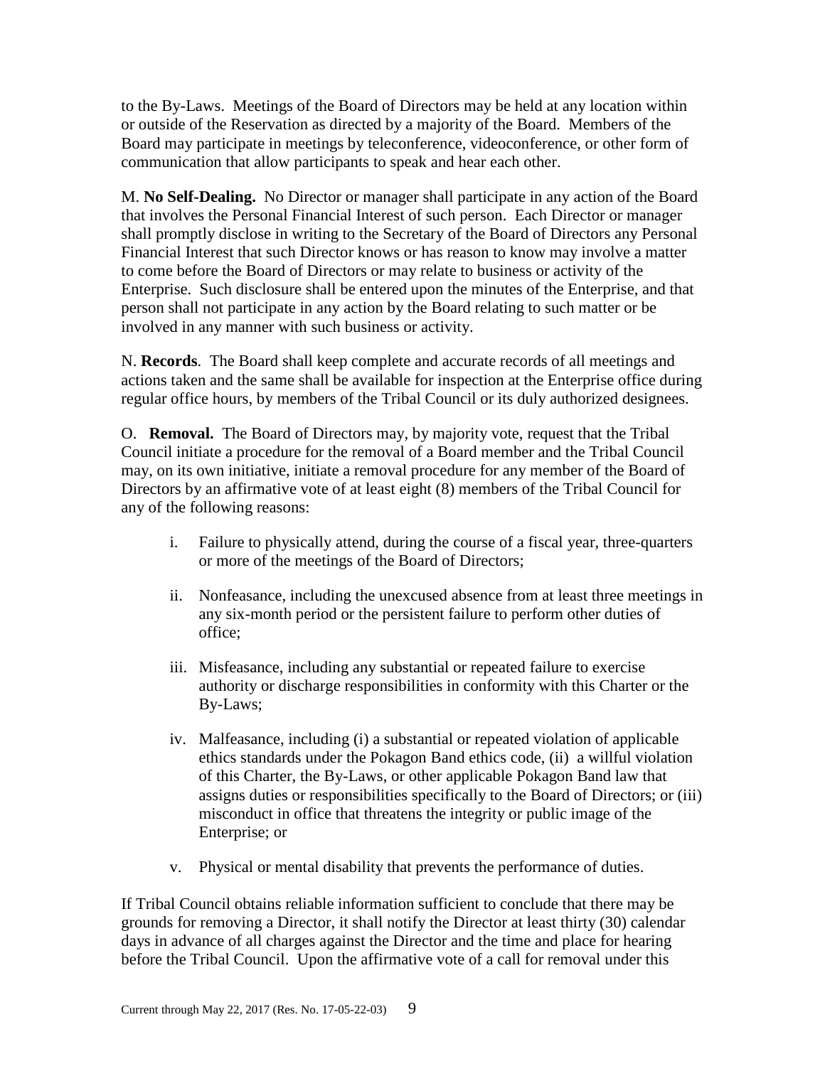to the By-Laws. Meetings of the Board of Directors may be held at any location within or outside of the Reservation as directed by a majority of the Board. Members of the Board may participate in meetings by teleconference, videoconference, or other form of communication that allow participants to speak and hear each other.

M. **No Self-Dealing.** No Director or manager shall participate in any action of the Board that involves the Personal Financial Interest of such person. Each Director or manager shall promptly disclose in writing to the Secretary of the Board of Directors any Personal Financial Interest that such Director knows or has reason to know may involve a matter to come before the Board of Directors or may relate to business or activity of the Enterprise. Such disclosure shall be entered upon the minutes of the Enterprise, and that person shall not participate in any action by the Board relating to such matter or be involved in any manner with such business or activity.

N. **Records**. The Board shall keep complete and accurate records of all meetings and actions taken and the same shall be available for inspection at the Enterprise office during regular office hours, by members of the Tribal Council or its duly authorized designees.

O. **Removal.** The Board of Directors may, by majority vote, request that the Tribal Council initiate a procedure for the removal of a Board member and the Tribal Council may, on its own initiative, initiate a removal procedure for any member of the Board of Directors by an affirmative vote of at least eight (8) members of the Tribal Council for any of the following reasons:

- i. Failure to physically attend, during the course of a fiscal year, three-quarters or more of the meetings of the Board of Directors;
- ii. Nonfeasance, including the unexcused absence from at least three meetings in any six-month period or the persistent failure to perform other duties of office;
- iii. Misfeasance, including any substantial or repeated failure to exercise authority or discharge responsibilities in conformity with this Charter or the By-Laws;
- iv. Malfeasance, including (i) a substantial or repeated violation of applicable ethics standards under the Pokagon Band ethics code, (ii) a willful violation of this Charter, the By-Laws, or other applicable Pokagon Band law that assigns duties or responsibilities specifically to the Board of Directors; or (iii) misconduct in office that threatens the integrity or public image of the Enterprise; or
- v. Physical or mental disability that prevents the performance of duties.

If Tribal Council obtains reliable information sufficient to conclude that there may be grounds for removing a Director, it shall notify the Director at least thirty (30) calendar days in advance of all charges against the Director and the time and place for hearing before the Tribal Council. Upon the affirmative vote of a call for removal under this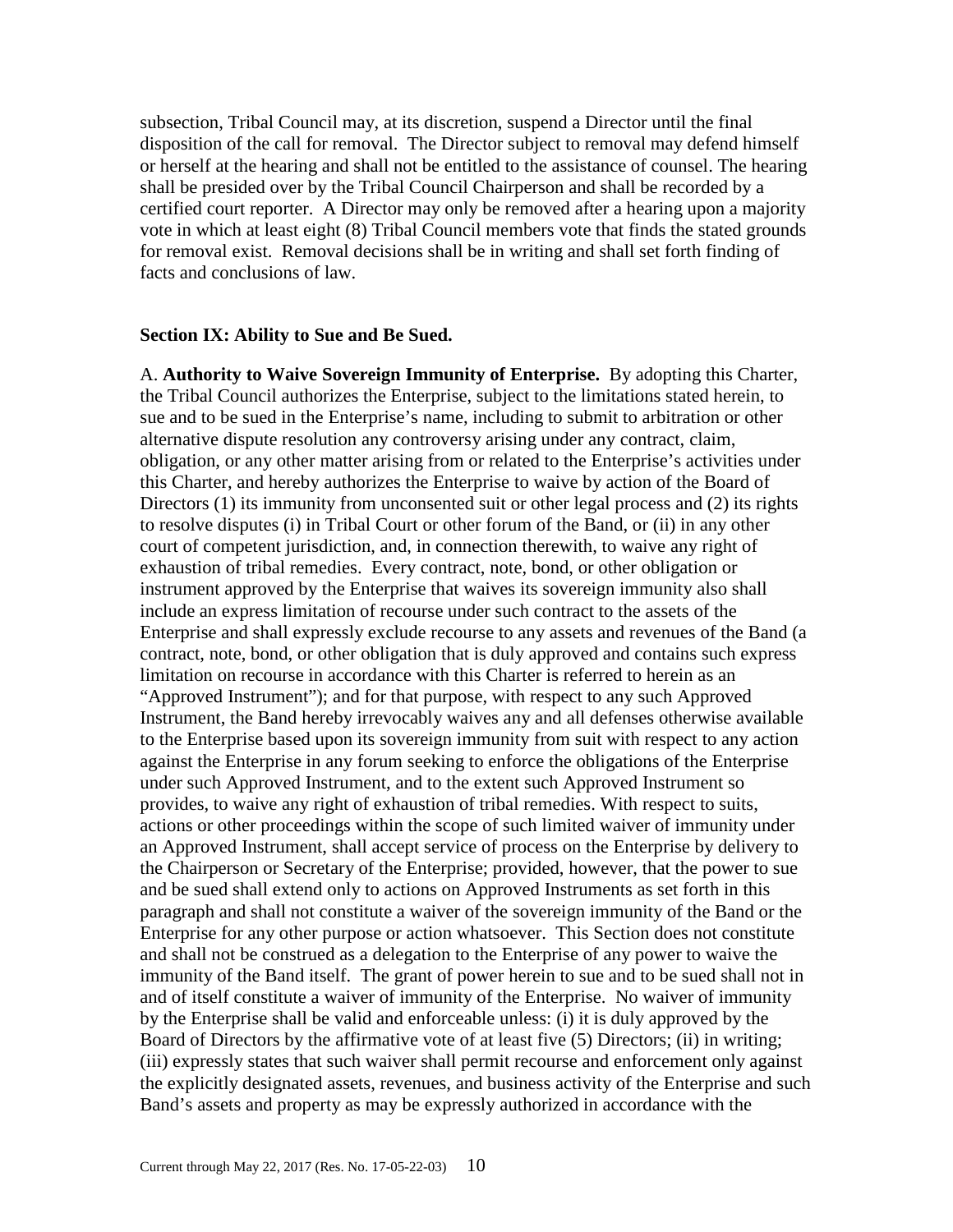subsection, Tribal Council may, at its discretion, suspend a Director until the final disposition of the call for removal. The Director subject to removal may defend himself or herself at the hearing and shall not be entitled to the assistance of counsel. The hearing shall be presided over by the Tribal Council Chairperson and shall be recorded by a certified court reporter. A Director may only be removed after a hearing upon a majority vote in which at least eight (8) Tribal Council members vote that finds the stated grounds for removal exist. Removal decisions shall be in writing and shall set forth finding of facts and conclusions of law.

### Section IX: Ability to Sue and Be Sued.

A. **Authority to Waive Sovereign Immunity of Enterprise.** By adopting this Charter, the Tribal Council authorizes the Enterprise, subject to the limitations stated herein, to sue and to be sued in the Enterprise's name, including to submit to arbitration or other alternative dispute resolution any controversy arising under any contract, claim, obligation, or any other matter arising from or related to the Enterprise's activities under this Charter, and hereby authorizes the Enterprise to waive by action of the Board of Directors (1) its immunity from unconsented suit or other legal process and (2) its rights to resolve disputes (i) in Tribal Court or other forum of the Band, or (ii) in any other court of competent jurisdiction, and, in connection therewith, to waive any right of exhaustion of tribal remedies. Every contract, note, bond, or other obligation or instrument approved by the Enterprise that waives its sovereign immunity also shall include an express limitation of recourse under such contract to the assets of the Enterprise and shall expressly exclude recourse to any assets and revenues of the Band (a contract, note, bond, or other obligation that is duly approved and contains such express limitation on recourse in accordance with this Charter is referred to herein as an "Approved Instrument"); and for that purpose, with respect to any such Approved Instrument, the Band hereby irrevocably waives any and all defenses otherwise available to the Enterprise based upon its sovereign immunity from suit with respect to any action against the Enterprise in any forum seeking to enforce the obligations of the Enterprise under such Approved Instrument, and to the extent such Approved Instrument so provides, to waive any right of exhaustion of tribal remedies. With respect to suits, actions or other proceedings within the scope of such limited waiver of immunity under an Approved Instrument, shall accept service of process on the Enterprise by delivery to the Chairperson or Secretary of the Enterprise; provided, however, that the power to sue and be sued shall extend only to actions on Approved Instruments as set forth in this paragraph and shall not constitute a waiver of the sovereign immunity of the Band or the Enterprise for any other purpose or action whatsoever. This Section does not constitute and shall not be construed as a delegation to the Enterprise of any power to waive the immunity of the Band itself. The grant of power herein to sue and to be sued shall not in and of itself constitute a waiver of immunity of the Enterprise. No waiver of immunity by the Enterprise shall be valid and enforceable unless: (i) it is duly approved by the Board of Directors by the affirmative vote of at least five (5) Directors; (ii) in writing; (iii) expressly states that such waiver shall permit recourse and enforcement only against the explicitly designated assets, revenues, and business activity of the Enterprise and such Band's assets and property as may be expressly authorized in accordance with the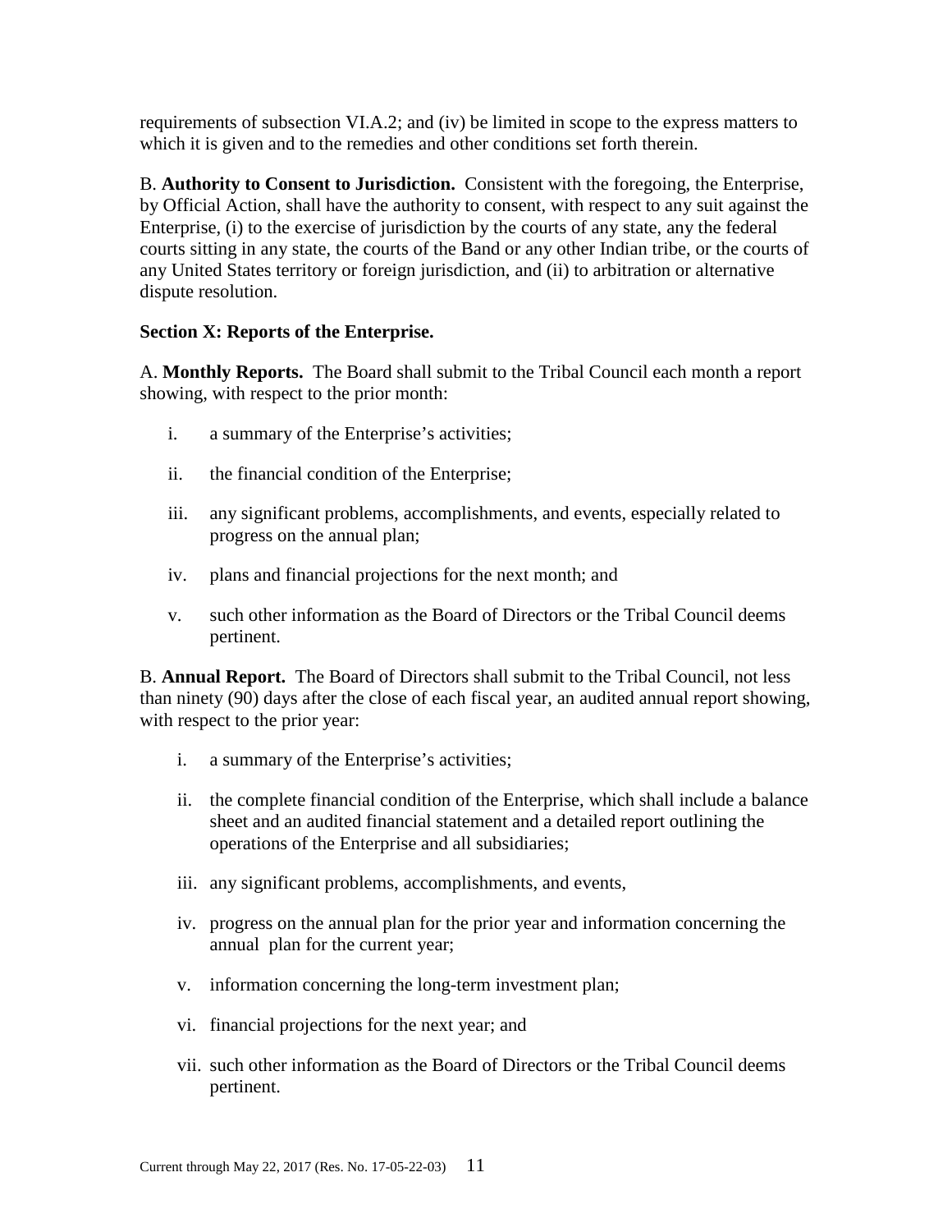requirements of subsection VI.A.2; and (iv) be limited in scope to the express matters to which it is given and to the remedies and other conditions set forth therein.

B. **Authority to Consent to Jurisdiction.** Consistent with the foregoing, the Enterprise, by Official Action, shall have the authority to consent, with respect to any suit against the Enterprise, (i) to the exercise of jurisdiction by the courts of any state, any the federal courts sitting in any state, the courts of the Band or any other Indian tribe, or the courts of any United States territory or foreign jurisdiction, and (ii) to arbitration or alternative dispute resolution.

**Section X: Reports of the Enterprise.**

A. **Monthly Reports.** The Board shall submit to the Tribal Council each month a report showing, with respect to the prior month:

i. a summary of the Enterprise's activities;

ii. the financial condition of the Enterprise;

iii. any significant problems, accomplishments, and events, especially related to progress on the annual plan;

iv. plans and financial projections for the next month; and

v. such other information as the Board of Directors or the Tribal Council deems pertinent.

B. **Annual Report.** The Board of Directors shall submit to the Tribal Council, not less than ninety (90) days after the close of each fiscal year, an audited annual report showing, with respect to the prior year:

i. a summary of the Enterprise's activities;

ii. the complete financial condition of the Enterprise, which shall include a balance sheet and an audited financial statement and a detailed report outlining the operations of the Enterprise and all subsidiaries;

iii. any significant problems, accomplishments, and events,

iv. progress on the annual plan for the prior year and information concerning the annual plan for the current year;

v. information concerning the long-term investment plan;

vi. financial projections for the next year; and

vii. such other information as the Board of Directors or the Tribal Council deems pertinent.

Current through May 22, 2017 (Res. No. 17-05-22-03)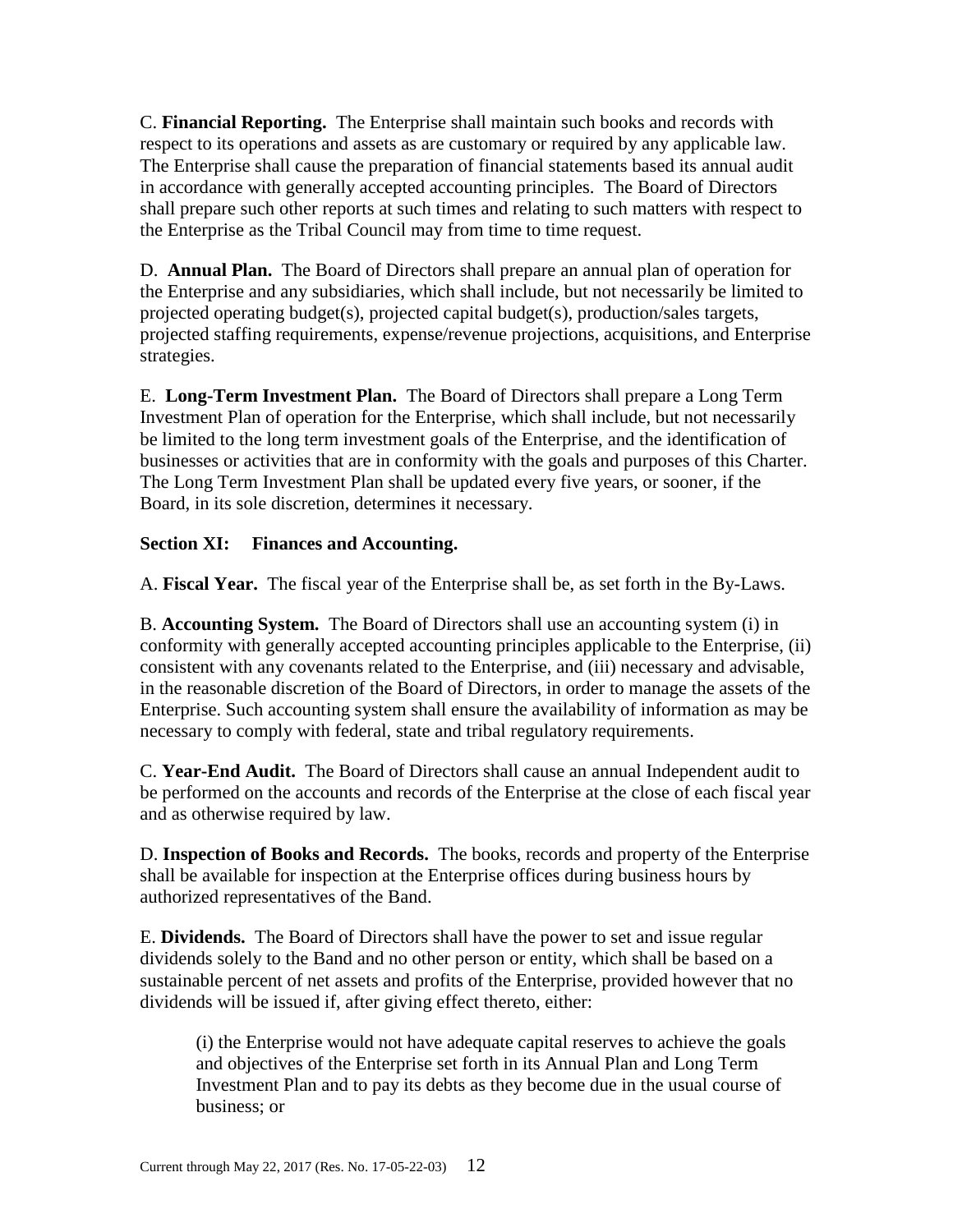C. **Financial Reporting.** The Enterprise shall maintain such books and records with respect to its operations and assets as are customary or required by any applicable law. The Enterprise shall cause the preparation of financial statements based its annual audit in accordance with generally accepted accounting principles. The Board of Directors shall prepare such other reports at such times and relating to such matters with respect to the Enterprise as the Tribal Council may from time to time request.

D. **Annual Plan.** The Board of Directors shall prepare an annual plan of operation for the Enterprise and any subsidiaries, which shall include, but not necessarily be limited to projected operating budget(s), projected capital budget(s), production/sales targets, projected staffing requirements, expense/revenue projections, acquisitions, and Enterprise strategies.

E. **Long-Term Investment Plan.** The Board of Directors shall prepare a Long Term Investment Plan of operation for the Enterprise, which shall include, but not necessarily be limited to the long term investment goals of the Enterprise, and the identification of businesses or activities that are in conformity with the goals and purposes of this Charter. The Long Term Investment Plan shall be updated every five years, or sooner, if the Board, in its sole discretion, determines it necessary.

**Section XI: Finances and Accounting.**

A. **Fiscal Year.** The fiscal year of the Enterprise shall be, as set forth in the By-Laws.

B. **Accounting System.** The Board of Directors shall use an accounting system (i) in conformity with generally accepted accounting principles applicable to the Enterprise, (ii) consistent with any covenants related to the Enterprise, and (iii) necessary and advisable, in the reasonable discretion of the Board of Directors, in order to manage the assets of the Enterprise. Such accounting system shall ensure the availability of information as may be necessary to comply with federal, state and tribal regulatory requirements.

C. **Year-End Audit.** The Board of Directors shall cause an annual Independent audit to be performed on the accounts and records of the Enterprise at the close of each fiscal year and as otherwise required by law.

D. **Inspection of Books and Records.** The books, records and property of the Enterprise shall be available for inspection at the Enterprise offices during business hours by authorized representatives of the Band.

E. **Dividends.** The Board of Directors shall have the power to set and issue regular dividends solely to the Band and no other person or entity, which shall be based on a sustainable percent of net assets and profits of the Enterprise, provided however that no dividends will be issued if, after giving effect thereto, either:

(i) the Enterprise would not have adequate capital reserves to achieve the goals and objectives of the Enterprise set forth in its Annual Plan and Long Term Investment Plan and to pay its debts as they become due in the usual course of business; or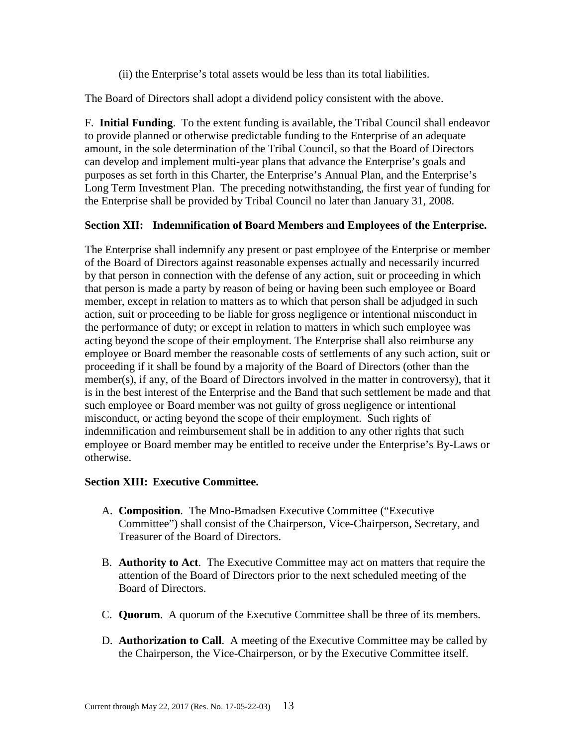(ii) the Enterprise's total assets would be less than its total liabilities.

The Board of Directors shall adopt a dividend policy consistent with the above.

F. **Initial Funding**. To the extent funding is available, the Tribal Council shall endeavor to provide planned or otherwise predictable funding to the Enterprise of an adequate amount, in the sole determination of the Tribal Council, so that the Board of Directors can develop and implement multi-year plans that advance the Enterprise's goals and purposes as set forth in this Charter, the Enterprise's Annual Plan, and the Enterprise's Long Term Investment Plan. The preceding notwithstanding, the first year of funding for the Enterprise shall be provided by Tribal Council no later than January 31, 2008.

**Section XII: Indemnification of Board Members and Employees of the Enterprise.**

The Enterprise shall indemnify any present or past employee of the Enterprise or member of the Board of Directors against reasonable expenses actually and necessarily incurred by that person in connection with the defense of any action, suit or proceeding in which that person is made a party by reason of being or having been such employee or Board member, except in relation to matters as to which that person shall be adjudged in such action, suit or proceeding to be liable for gross negligence or intentional misconduct in the performance of duty; or except in relation to matters in which such employee was acting beyond the scope of their employment. The Enterprise shall also reimburse any employee or Board member the reasonable costs of settlements of any such action, suit or proceeding if it shall be found by a majority of the Board of Directors (other than the member(s), if any, of the Board of Directors involved in the matter in controversy), that it is in the best interest of the Enterprise and the Band that such settlement be made and that such employee or Board member was not guilty of gross negligence or intentional misconduct, or acting beyond the scope of their employment. Such rights of indemnification and reimbursement shall be in addition to any other rights that such employee or Board member may be entitled to receive under the Enterprise's By-Laws or otherwise.

**Section XIII: Executive Committee.**

A. **Composition**. The Mno-Bmadsen Executive Committee ("Executive Committee") shall consist of the Chairperson, Vice-Chairperson, Secretary, and Treasurer of the Board of Directors.

B. **Authority to Act**. The Executive Committee may act on matters that require the attention of the Board of Directors prior to the next scheduled meeting of the Board of Directors.

C. **Quorum**. A quorum of the Executive Committee shall be three of its members.

D. **Authorization to Call**. A meeting of the Executive Committee may be called by the Chairperson, the Vice-Chairperson, or by the Executive Committee itself.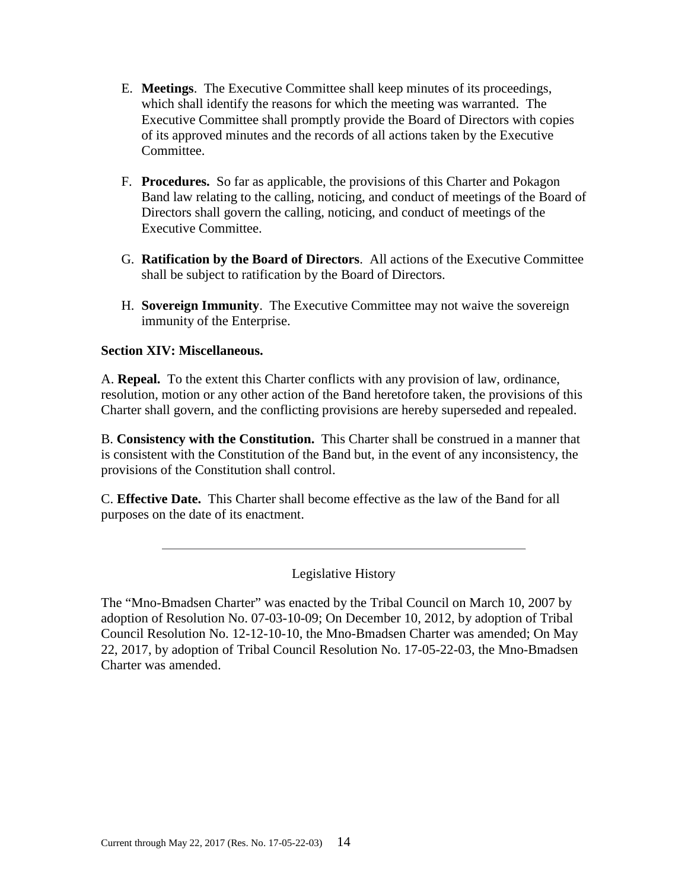E. **Meetings**. The Executive Committee shall keep minutes of its proceedings, which shall identify the reasons for which the meeting was warranted. The Executive Committee shall promptly provide the Board of Directors with copies of its approved minutes and the records of all actions taken by the Executive Committee.

F. **Procedures.** So far as applicable, the provisions of this Charter and Pokagon Band law relating to the calling, noticing, and conduct of meetings of the Board of Directors shall govern the calling, noticing, and conduct of meetings of the Executive Committee.

G. **Ratification by the Board of Directors**. All actions of the Executive Committee shall be subject to ratification by the Board of Directors.

H. **Sovereign Immunity**. The Executive Committee may not waive the sovereign immunity of the Enterprise.

**Section XIV: Miscellaneous.**

A. **Repeal.** To the extent this Charter conflicts with any provision of law, ordinance, resolution, motion or any other action of the Band heretofore taken, the provisions of this Charter shall govern, and the conflicting provisions are hereby superseded and repealed.

B. **Consistency with the Constitution.** This Charter shall be construed in a manner that is consistent with the Constitution of the Band but, in the event of any inconsistency, the provisions of the Constitution shall control.

C. **Effective Date.** This Charter shall become effective as the law of the Band for all purposes on the date of its enactment.

---

Legislative History

The "Mno-Bmadsen Charter" was enacted by the Tribal Council on March 10, 2007 by adoption of Resolution No. 07-03-10-09; On December 10, 2012, by adoption of Tribal Council Resolution No. 12-12-10-10, the Mno-Bmadsen Charter was amended; On May 22, 2017, by adoption of Tribal Council Resolution No. 17-05-22-03, the Mno-Bmadsen Charter was amended.